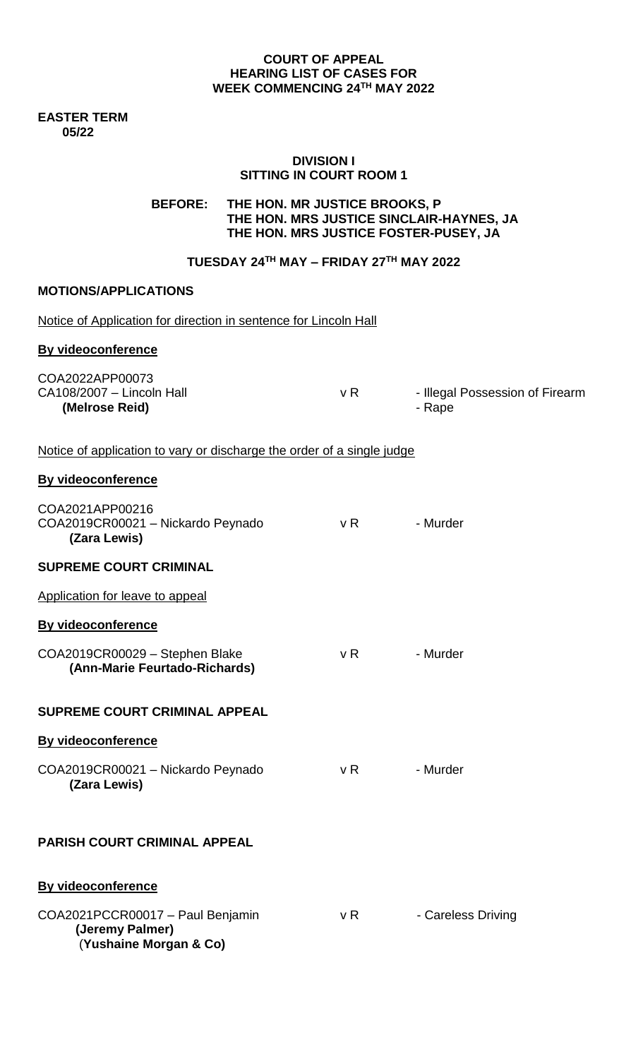**COURT OF APPEAL**
**HEARING LIST OF CASES FOR**
**WEEK COMMENCING 24TH MAY 2022**

**EASTER TERM**
**05/22**

**DIVISION I**
**SITTING IN COURT ROOM 1**

**BEFORE: THE HON. MR JUSTICE BROOKS, P**
**THE HON. MRS JUSTICE SINCLAIR-HAYNES, JA**
**THE HON. MRS JUSTICE FOSTER-PUSEY, JA**

**TUESDAY 24TH MAY – FRIDAY 27TH MAY 2022**

**MOTIONS/APPLICATIONS**

Notice of Application for direction in sentence for Lincoln Hall

**By videoconference**

COA2022APP00073
CA108/2007 – Lincoln Hall v R - Illegal Possession of Firearm
**(Melrose Reid)** - Rape

Notice of application to vary or discharge the order of a single judge

**By videoconference**

COA2021APP00216
COA2019CR00021 – Nickardo Peynado v R - Murder
**(Zara Lewis)**

**SUPREME COURT CRIMINAL**

Application for leave to appeal

**By videoconference**

COA2019CR00029 – Stephen Blake v R - Murder
**(Ann-Marie Feurtado-Richards)**

**SUPREME COURT CRIMINAL APPEAL**

**By videoconference**

COA2019CR00021 – Nickardo Peynado v R - Murder
**(Zara Lewis)**

**PARISH COURT CRIMINAL APPEAL**

**By videoconference**

COA2021PCCR00017 – Paul Benjamin v R - Careless Driving
**(Jeremy Palmer)**
(**Yushaine Morgan & Co)**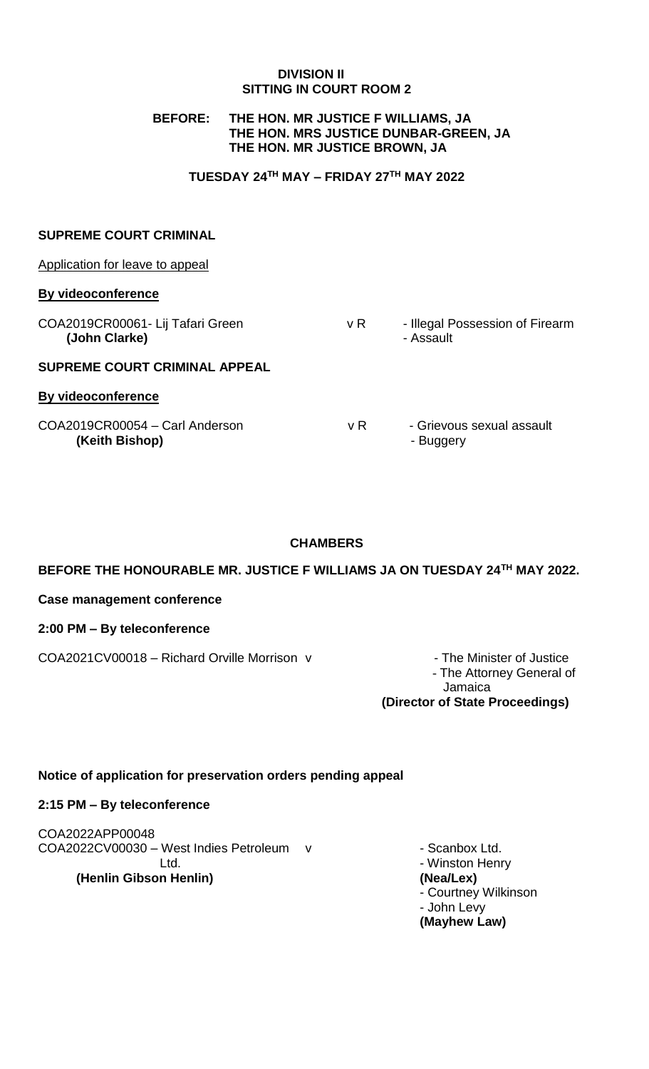**DIVISION II**
**SITTING IN COURT ROOM 2**

**BEFORE: THE HON. MR JUSTICE F WILLIAMS, JA**
**THE HON. MRS JUSTICE DUNBAR-GREEN, JA**
**THE HON. MR JUSTICE BROWN, JA**

**TUESDAY 24TH MAY – FRIDAY 27TH MAY 2022**

**SUPREME COURT CRIMINAL**

Application for leave to appeal

**By videoconference**

COA2019CR00061- Lij Tafari Green v R - Illegal Possession of Firearm
**(John Clarke)** - Assault

**SUPREME COURT CRIMINAL APPEAL**

**By videoconference**

COA2019CR00054 – Carl Anderson v R - Grievous sexual assault
**(Keith Bishop)** - Buggery

**CHAMBERS**

**BEFORE THE HONOURABLE MR. JUSTICE F WILLIAMS JA ON TUESDAY 24TH MAY 2022.**

**Case management conference**

**2:00 PM – By teleconference**

COA2021CV00018 – Richard Orville Morrison v - The Minister of Justice
- The Attorney General of Jamaica
**(Director of State Proceedings)**

**Notice of application for preservation orders pending appeal**

**2:15 PM – By teleconference**

COA2022APP00048
COA2022CV00030 – West Indies Petroleum Ltd. v - Scanbox Ltd.
**(Henlin Gibson Henlin)** - Winston Henry
**(Nea/Lex)**
- Courtney Wilkinson
- John Levy
**(Mayhew Law)**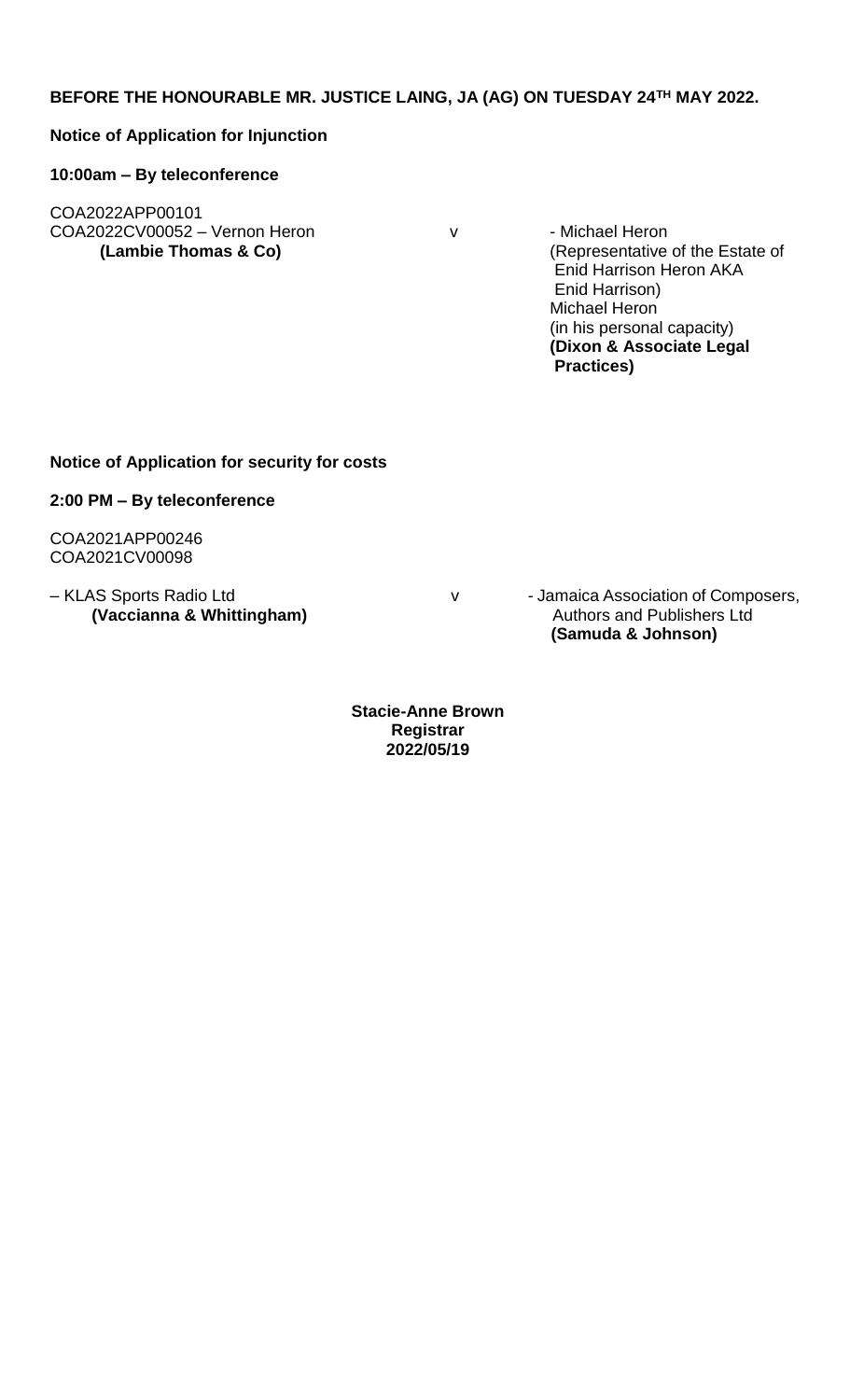**BEFORE THE HONOURABLE MR. JUSTICE LAING, JA (AG) ON TUESDAY 24TH MAY 2022.**

**Notice of Application for Injunction**

**10:00am – By teleconference**

COA2022APP00101
COA2022CV00052 – Vernon Heron v - Michael Heron
**(Lambie Thomas & Co)** (Representative of the Estate of Enid Harrison Heron AKA Enid Harrison)
Michael Heron
(in his personal capacity)
**(Dixon & Associate Legal Practices)**

**Notice of Application for security for costs**

**2:00 PM – By teleconference**

COA2021APP00246
COA2021CV00098

– KLAS Sports Radio Ltd v - Jamaica Association of Composers, Authors and Publishers Ltd
**(Vaccianna & Whittingham)** **(Samuda & Johnson)**

**Stacie-Anne Brown**
**Registrar**
**2022/05/19**